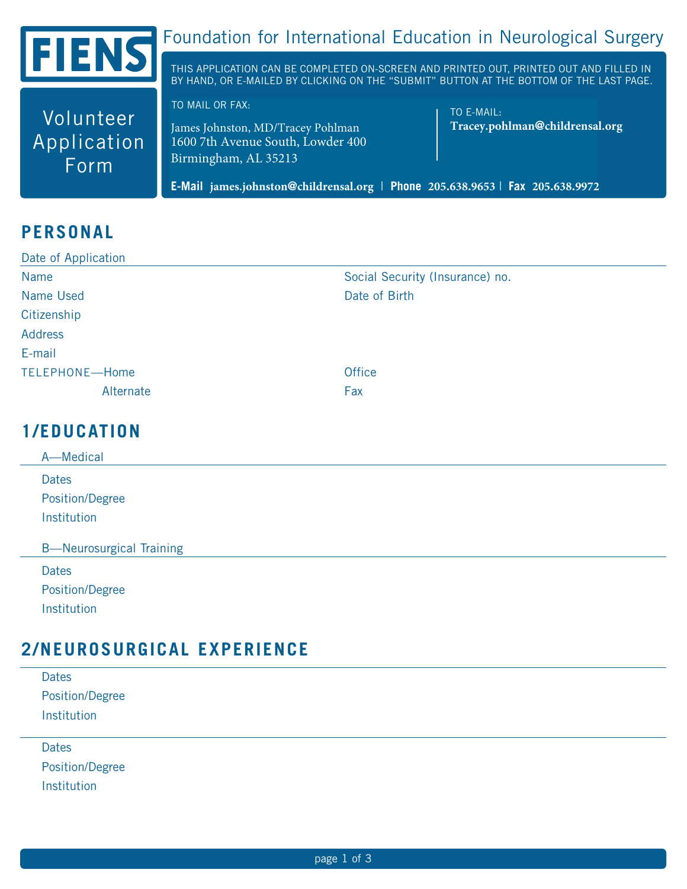**FIENS**

# Foundation for International Education in Neurological Surgery

## Volunteer Application Form

THIS APPLICATION CAN BE COMPLETED ON-SCREEN AND PRINTED OUT, PRINTED OUT AND FILLED IN BY HAND, OR E-MAILED BY CLICKING ON THE "SUBMIT" BUTTON AT THE BOTTOM OF THE LAST PAGE.

TO MAIL OR FAX:

James Johnston, MD/Tracey Pohlman
1600 7th Avenue South, Lowder 400
Birmingham, AL 35213

TO E-MAIL:
**Tracey.pohlman@childrensal.org**

**E-Mail** **james.johnston@childrensal.org** | **Phone** **205.638.9653** | **Fax** **205.638.9972**

## PERSONAL

Date of Application

Name

Social Security (Insurance) no.

Name Used

Date of Birth

Citizenship

Address

E-mail

TELEPHONE—Home

Office

Alternate

Fax

## 1/EDUCATION

A—Medical

Dates

Position/Degree

Institution

B—Neurosurgical Training

Dates

Position/Degree

Institution

## 2/NEUROSURGICAL EXPERIENCE

Dates

Position/Degree

Institution

Dates

Position/Degree

Institution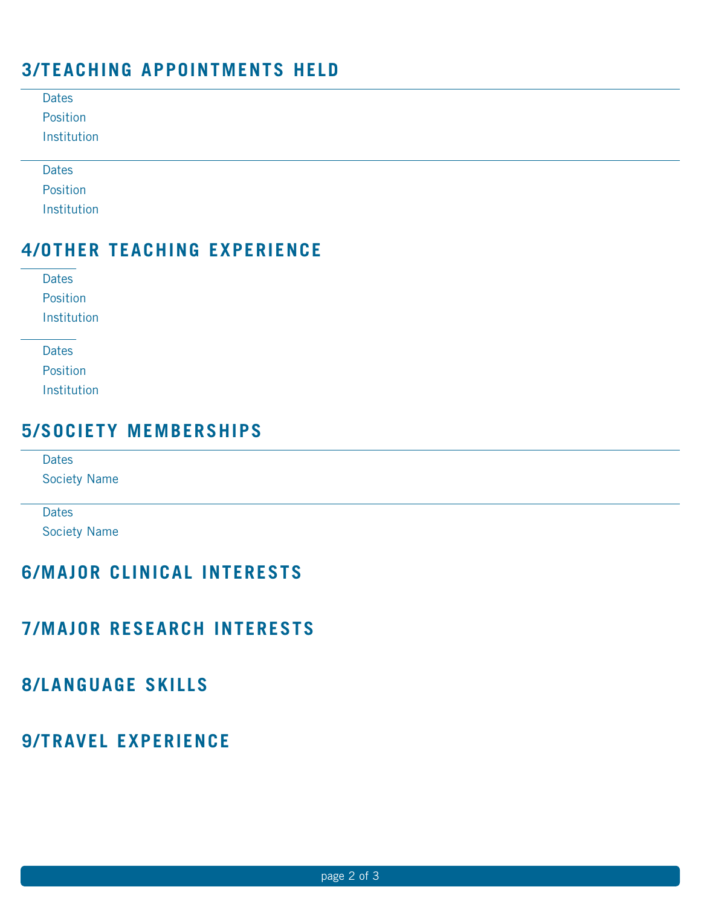## 3/TEACHING APPOINTMENTS HELD

Dates
Position
Institution

---

Dates
Position
Institution

## 4/OTHER TEACHING EXPERIENCE

Dates
Position
Institution

---

Dates
Position
Institution

## 5/SOCIETY MEMBERSHIPS

Dates
Society Name

---

Dates
Society Name

## 6/MAJOR CLINICAL INTERESTS

## 7/MAJOR RESEARCH INTERESTS

## 8/LANGUAGE SKILLS

## 9/TRAVEL EXPERIENCE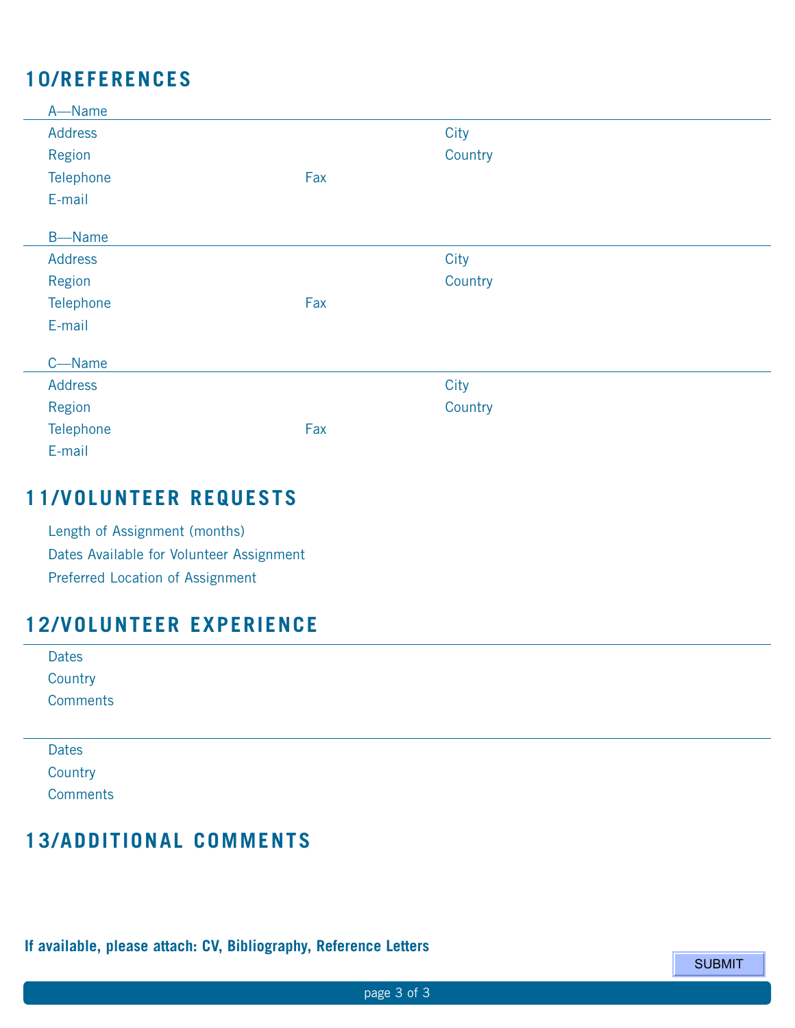## 10/REFERENCES

A—Name

Address

City

Region

Country

Telephone

Fax

E-mail

B—Name

Address

City

Region

Country

Telephone

Fax

E-mail

C—Name

Address

City

Region

Country

Telephone

Fax

E-mail

## 11/VOLUNTEER REQUESTS

Length of Assignment (months)

Dates Available for Volunteer Assignment

Preferred Location of Assignment

## 12/VOLUNTEER EXPERIENCE

Dates

Country

Comments

Dates

Country

Comments

## 13/ADDITIONAL COMMENTS

**If available, please attach: CV, Bibliography, Reference Letters**

SUBMIT